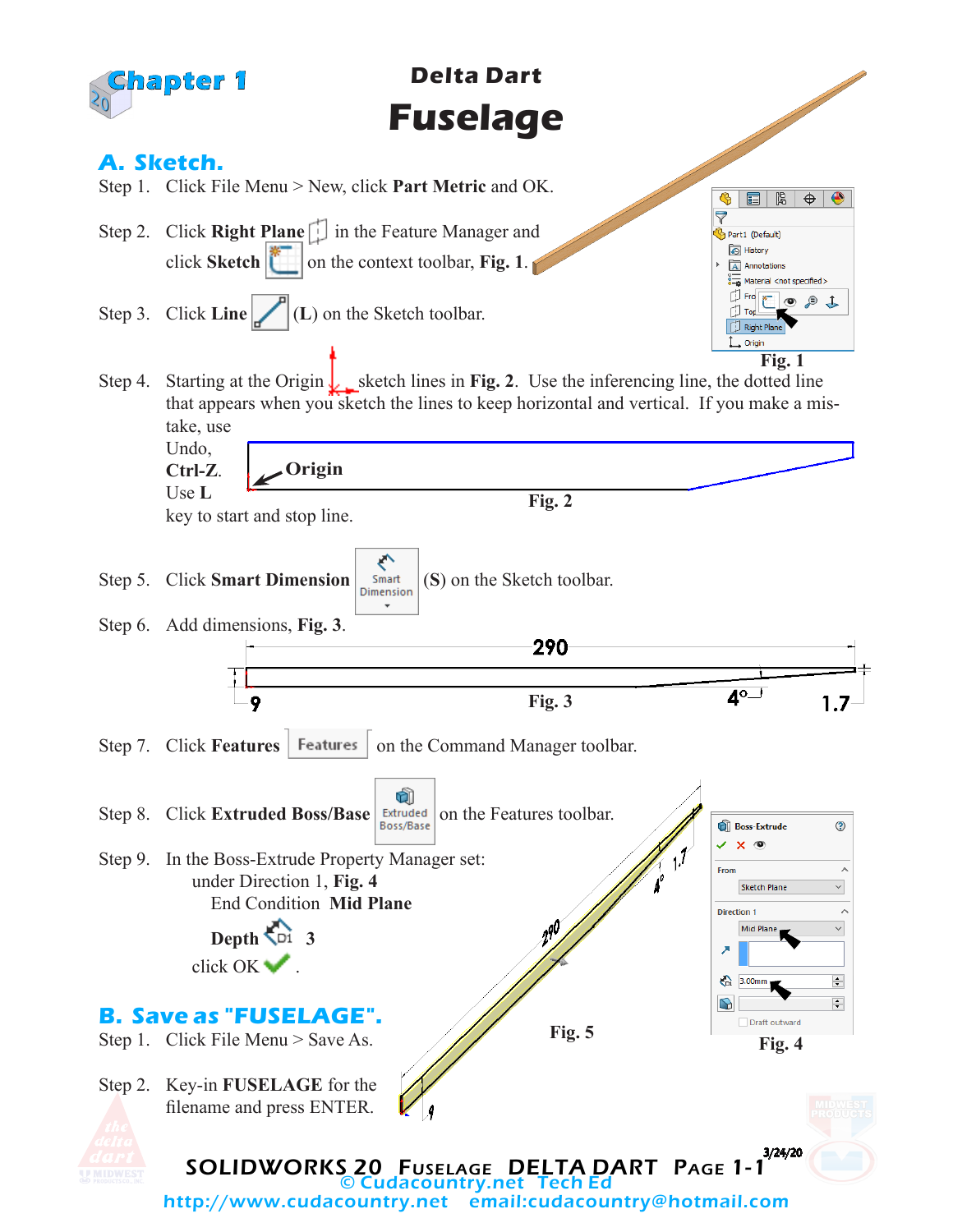Chapter 1

# Delta Dart
# Fuselage

## A. Sketch.

Step 1. Click File Menu > New, click **Part Metric** and OK.

Step 2. Click **Right Plane** in the Feature Manager and click **Sketch** on the context toolbar, **Fig. 1**.

Fig. 1

Step 3. Click **Line** (**L**) on the Sketch toolbar.

Step 4. Starting at the Origin sketch lines in **Fig. 2**. Use the inferencing line, the dotted line that appears when you sketch the lines to keep horizontal and vertical. If you make a mistake, use Undo, **Ctrl-Z**. Use **L** key to start and stop line.

**Origin**

**Fig. 2**

Step 5. Click **Smart Dimension** (**S**) on the Sketch toolbar.

Step 6. Add dimensions, **Fig. 3**.

290 — 9 — 4° — 1.7

**Fig. 3**

Step 7. Click **Features** on the Command Manager toolbar.

Step 8. Click **Extruded Boss/Base** on the Features toolbar.

Step 9. In the Boss-Extrude Property Manager set:
under Direction 1, **Fig. 4**
End Condition **Mid Plane**

**Depth** 3

click OK .

**Fig. 5**

**Fig. 4**

## B. Save as "FUSELAGE".

Step 1. Click File Menu > Save As.

Step 2. Key-in **FUSELAGE** for the filename and press ENTER.

SOLIDWORKS 20 Fuselage DELTA DART Page 1-1 3/24/20
© Cudacountry.net Tech Ed
http://www.cudacountry.net email:cudacountry@hotmail.com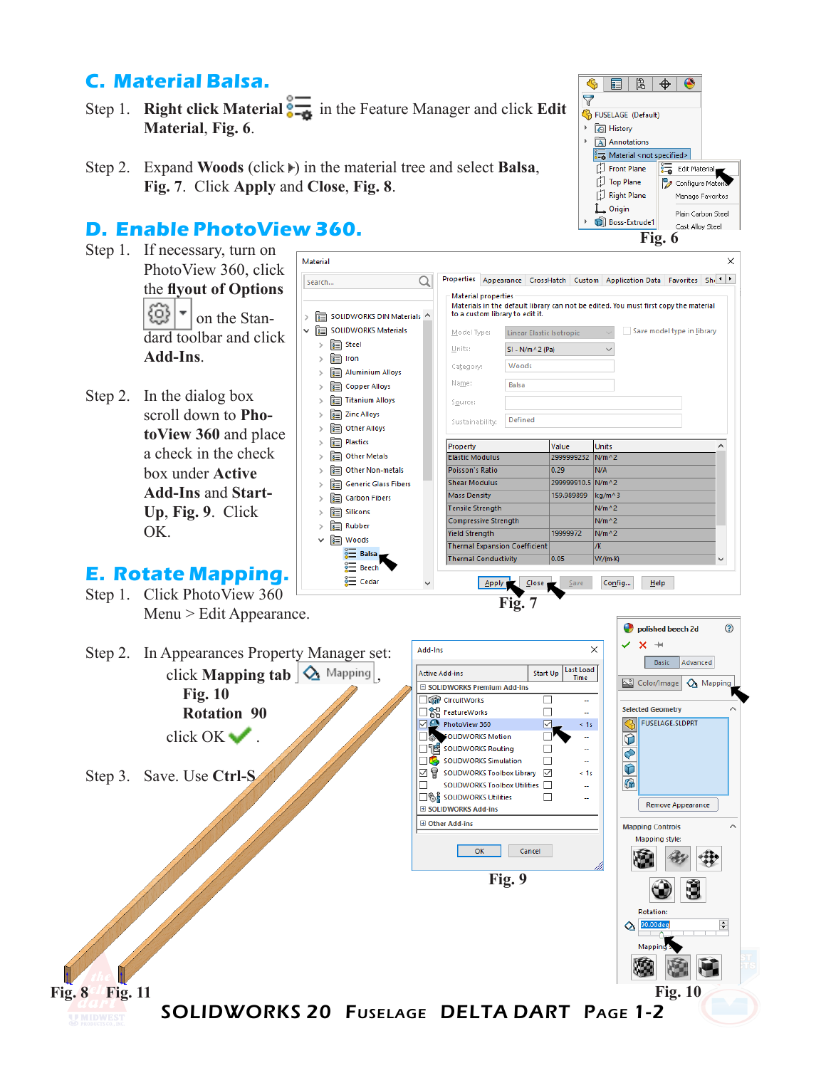## C. Material Balsa.

Step 1. **Right click Material** in the Feature Manager and click **Edit Material**, **Fig. 6**.

Step 2. Expand **Woods** (click ▸) in the material tree and select **Balsa**, **Fig. 7**. Click **Apply** and **Close**, **Fig. 8**.

Fig. 6

## D. Enable PhotoView 360.

Step 1. If necessary, turn on PhotoView 360, click the **flyout of Options** on the Standard toolbar and click **Add-Ins**.

Step 2. In the dialog box scroll down to **PhotoView 360** and place a check in the check box under **Active Add-Ins** and **Start-Up**, **Fig. 9**. Click OK.

Fig. 7

## E. Rotate Mapping.

Step 1. Click PhotoView 360 Menu > Edit Appearance.

Step 2. In Appearances Property Manager set:

click **Mapping tab** ,

**Fig. 10**

**Rotation 90**

click OK ✔ .

Step 3. Save. Use **Ctrl-S**

Fig. 9

Fig. 8 Fig. 11 Fig. 10